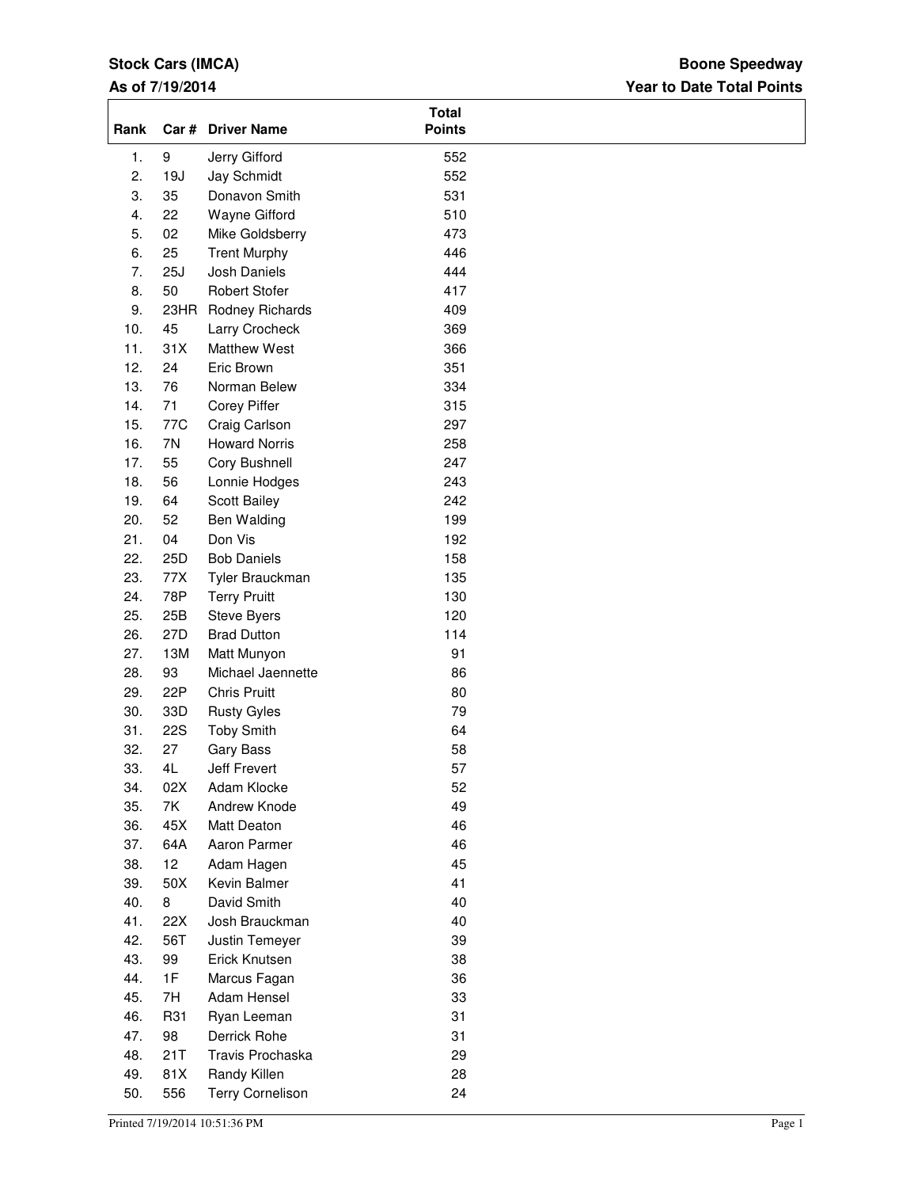**Stock Cars (IMCA)**

**As of 7/19/2014**

**Boone Speedway**

**Year to Date Total Points**

| Rank | Car # | Driver Name | Total Points |
|---|---|---|---|
| 1. | 9 | Jerry Gifford | 552 |
| 2. | 19J | Jay Schmidt | 552 |
| 3. | 35 | Donavon Smith | 531 |
| 4. | 22 | Wayne Gifford | 510 |
| 5. | 02 | Mike Goldsberry | 473 |
| 6. | 25 | Trent Murphy | 446 |
| 7. | 25J | Josh Daniels | 444 |
| 8. | 50 | Robert Stofer | 417 |
| 9. | 23HR | Rodney Richards | 409 |
| 10. | 45 | Larry Crocheck | 369 |
| 11. | 31X | Matthew West | 366 |
| 12. | 24 | Eric Brown | 351 |
| 13. | 76 | Norman Belew | 334 |
| 14. | 71 | Corey Piffer | 315 |
| 15. | 77C | Craig Carlson | 297 |
| 16. | 7N | Howard Norris | 258 |
| 17. | 55 | Cory Bushnell | 247 |
| 18. | 56 | Lonnie Hodges | 243 |
| 19. | 64 | Scott Bailey | 242 |
| 20. | 52 | Ben Walding | 199 |
| 21. | 04 | Don Vis | 192 |
| 22. | 25D | Bob Daniels | 158 |
| 23. | 77X | Tyler Brauckman | 135 |
| 24. | 78P | Terry Pruitt | 130 |
| 25. | 25B | Steve Byers | 120 |
| 26. | 27D | Brad Dutton | 114 |
| 27. | 13M | Matt Munyon | 91 |
| 28. | 93 | Michael Jaennette | 86 |
| 29. | 22P | Chris Pruitt | 80 |
| 30. | 33D | Rusty Gyles | 79 |
| 31. | 22S | Toby Smith | 64 |
| 32. | 27 | Gary Bass | 58 |
| 33. | 4L | Jeff Frevert | 57 |
| 34. | 02X | Adam Klocke | 52 |
| 35. | 7K | Andrew Knode | 49 |
| 36. | 45X | Matt Deaton | 46 |
| 37. | 64A | Aaron Parmer | 46 |
| 38. | 12 | Adam Hagen | 45 |
| 39. | 50X | Kevin Balmer | 41 |
| 40. | 8 | David Smith | 40 |
| 41. | 22X | Josh Brauckman | 40 |
| 42. | 56T | Justin Temeyer | 39 |
| 43. | 99 | Erick Knutsen | 38 |
| 44. | 1F | Marcus Fagan | 36 |
| 45. | 7H | Adam Hensel | 33 |
| 46. | R31 | Ryan Leeman | 31 |
| 47. | 98 | Derrick Rohe | 31 |
| 48. | 21T | Travis Prochaska | 29 |
| 49. | 81X | Randy Killen | 28 |
| 50. | 556 | Terry Cornelison | 24 |

Printed 7/19/2014 10:51:36 PM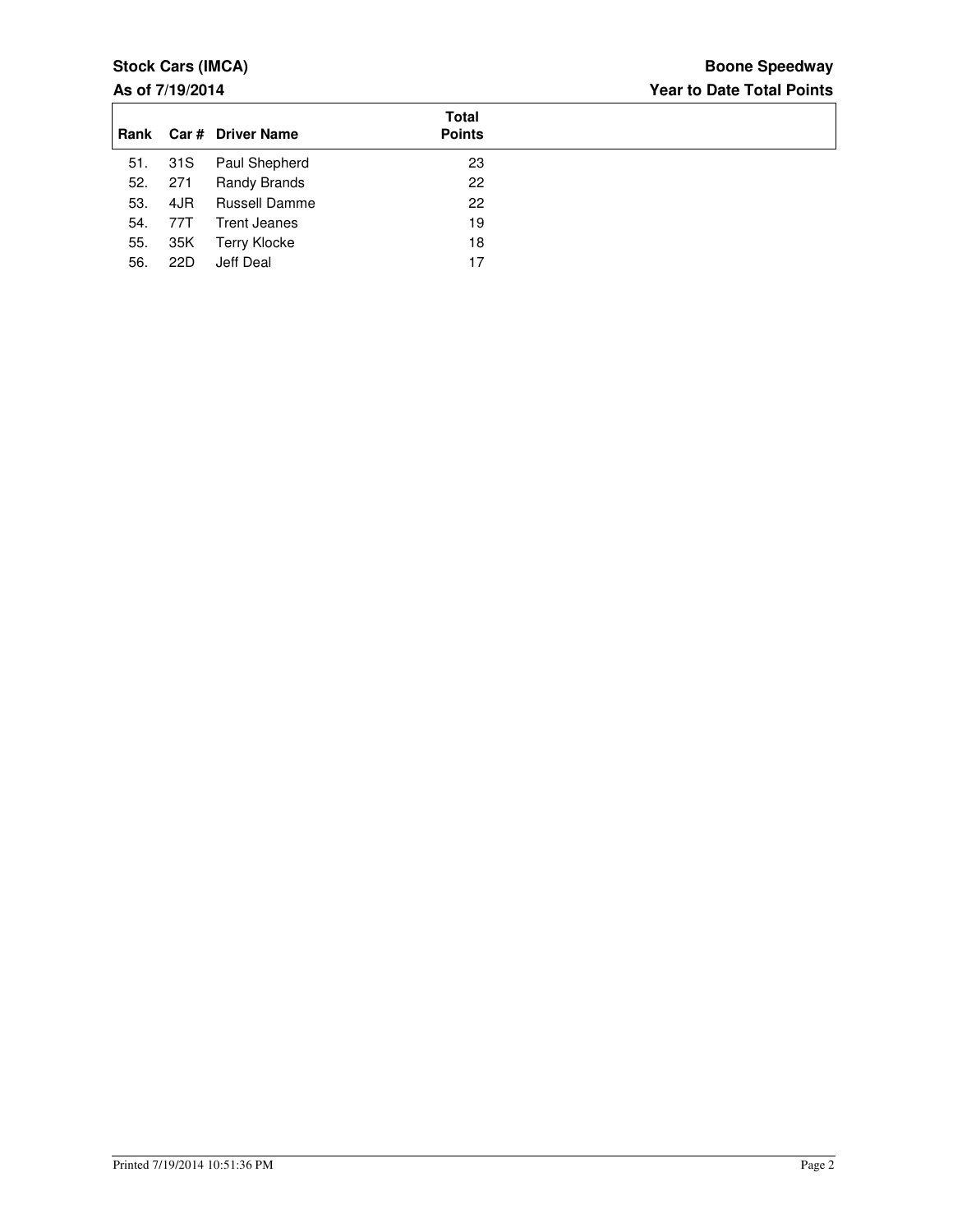**Stock Cars (IMCA)**

**As of 7/19/2014**

**Boone Speedway**

**Year to Date Total Points**

| Rank | Car # | Driver Name | Total Points |
|---|---|---|---|
| 51. | 31S | Paul Shepherd | 23 |
| 52. | 271 | Randy Brands | 22 |
| 53. | 4JR | Russell Damme | 22 |
| 54. | 77T | Trent Jeanes | 19 |
| 55. | 35K | Terry Klocke | 18 |
| 56. | 22D | Jeff Deal | 17 |

Printed 7/19/2014 10:51:36 PM